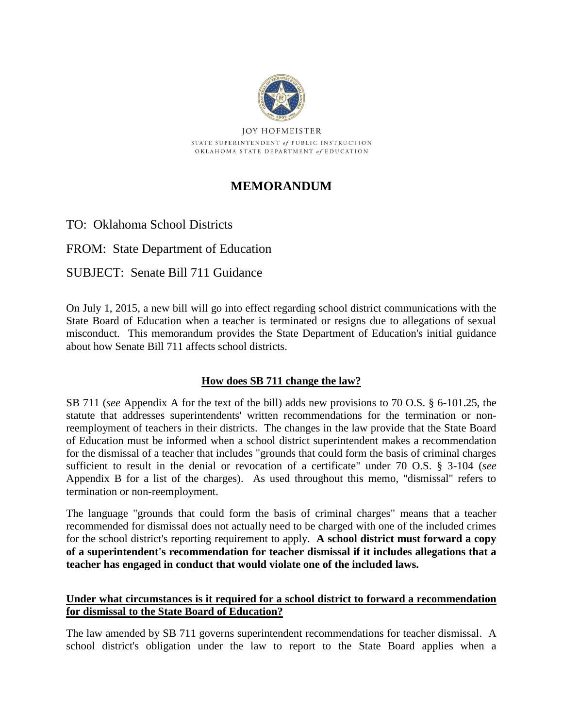JOY HOFMEISTER

STATE SUPERINTENDENT *of* PUBLIC INSTRUCTION

OKLAHOMA STATE DEPARTMENT *of* EDUCATION

# MEMORANDUM

TO: Oklahoma School Districts

FROM: State Department of Education

SUBJECT: Senate Bill 711 Guidance

On July 1, 2015, a new bill will go into effect regarding school district communications with the State Board of Education when a teacher is terminated or resigns due to allegations of sexual misconduct. This memorandum provides the State Department of Education's initial guidance about how Senate Bill 711 affects school districts.

## How does SB 711 change the law?

SB 711 (*see* Appendix A for the text of the bill) adds new provisions to 70 O.S. § 6-101.25, the statute that addresses superintendents' written recommendations for the termination or non-reemployment of teachers in their districts. The changes in the law provide that the State Board of Education must be informed when a school district superintendent makes a recommendation for the dismissal of a teacher that includes "grounds that could form the basis of criminal charges sufficient to result in the denial or revocation of a certificate" under 70 O.S. § 3-104 (*see* Appendix B for a list of the charges). As used throughout this memo, "dismissal" refers to termination or non-reemployment.

The language "grounds that could form the basis of criminal charges" means that a teacher recommended for dismissal does not actually need to be charged with one of the included crimes for the school district's reporting requirement to apply. **A school district must forward a copy of a superintendent's recommendation for teacher dismissal if it includes allegations that a teacher has engaged in conduct that would violate one of the included laws.**

## Under what circumstances is it required for a school district to forward a recommendation for dismissal to the State Board of Education?

The law amended by SB 711 governs superintendent recommendations for teacher dismissal. A school district's obligation under the law to report to the State Board applies when a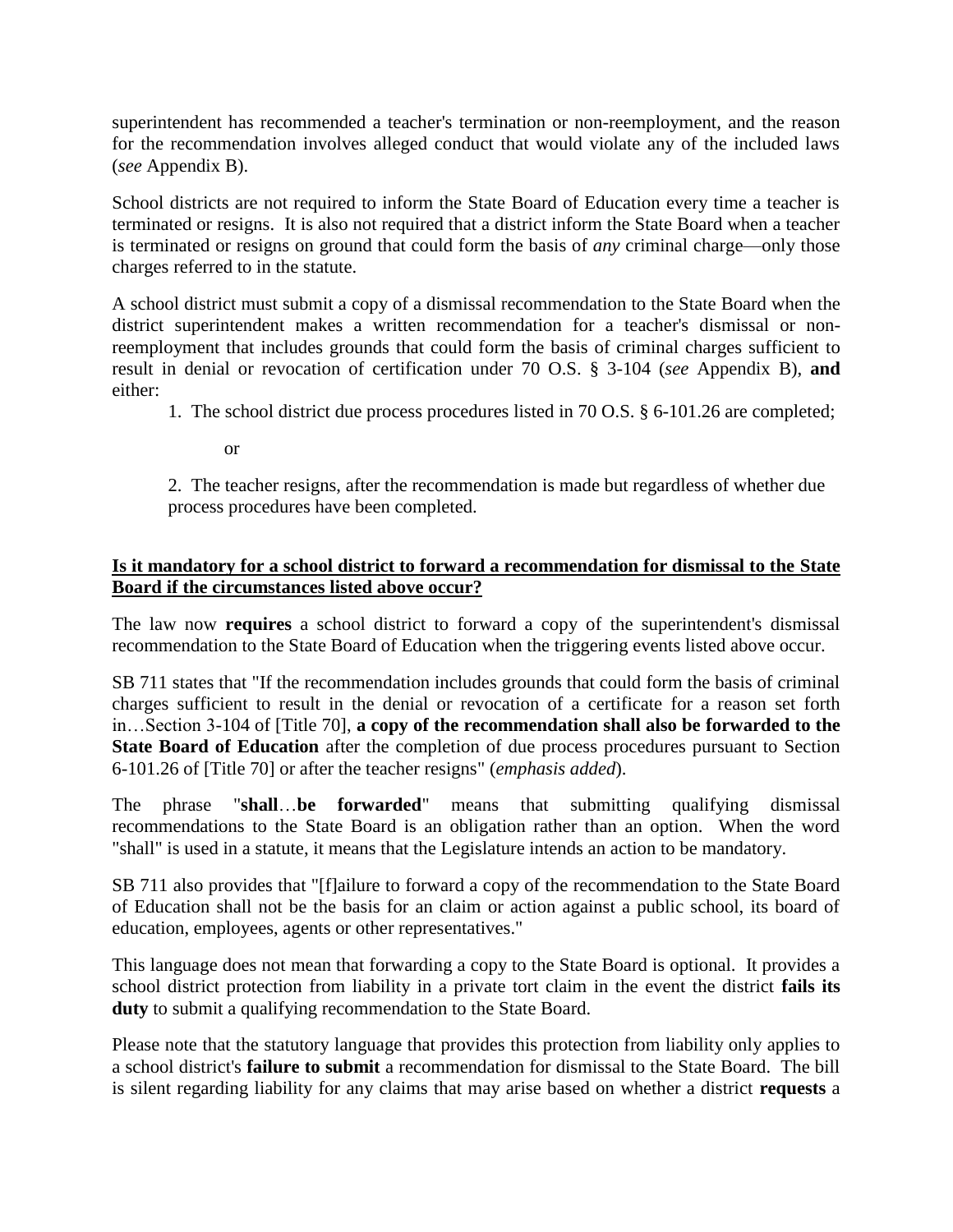superintendent has recommended a teacher's termination or non-reemployment, and the reason for the recommendation involves alleged conduct that would violate any of the included laws (*see* Appendix B).

School districts are not required to inform the State Board of Education every time a teacher is terminated or resigns. It is also not required that a district inform the State Board when a teacher is terminated or resigns on ground that could form the basis of *any* criminal charge—only those charges referred to in the statute.

A school district must submit a copy of a dismissal recommendation to the State Board when the district superintendent makes a written recommendation for a teacher's dismissal or non-reemployment that includes grounds that could form the basis of criminal charges sufficient to result in denial or revocation of certification under 70 O.S. § 3-104 (*see* Appendix B), **and** either:

1. The school district due process procedures listed in 70 O.S. § 6-101.26 are completed;

   or

2. The teacher resigns, after the recommendation is made but regardless of whether due process procedures have been completed.

**Is it mandatory for a school district to forward a recommendation for dismissal to the State Board if the circumstances listed above occur?**

The law now **requires** a school district to forward a copy of the superintendent's dismissal recommendation to the State Board of Education when the triggering events listed above occur.

SB 711 states that "If the recommendation includes grounds that could form the basis of criminal charges sufficient to result in the denial or revocation of a certificate for a reason set forth in…Section 3-104 of [Title 70], **a copy of the recommendation shall also be forwarded to the State Board of Education** after the completion of due process procedures pursuant to Section 6-101.26 of [Title 70] or after the teacher resigns" (*emphasis added*).

The phrase "**shall**…**be forwarded**" means that submitting qualifying dismissal recommendations to the State Board is an obligation rather than an option. When the word "shall" is used in a statute, it means that the Legislature intends an action to be mandatory.

SB 711 also provides that "[f]ailure to forward a copy of the recommendation to the State Board of Education shall not be the basis for an claim or action against a public school, its board of education, employees, agents or other representatives."

This language does not mean that forwarding a copy to the State Board is optional. It provides a school district protection from liability in a private tort claim in the event the district **fails its duty** to submit a qualifying recommendation to the State Board.

Please note that the statutory language that provides this protection from liability only applies to a school district's **failure to submit** a recommendation for dismissal to the State Board. The bill is silent regarding liability for any claims that may arise based on whether a district **requests** a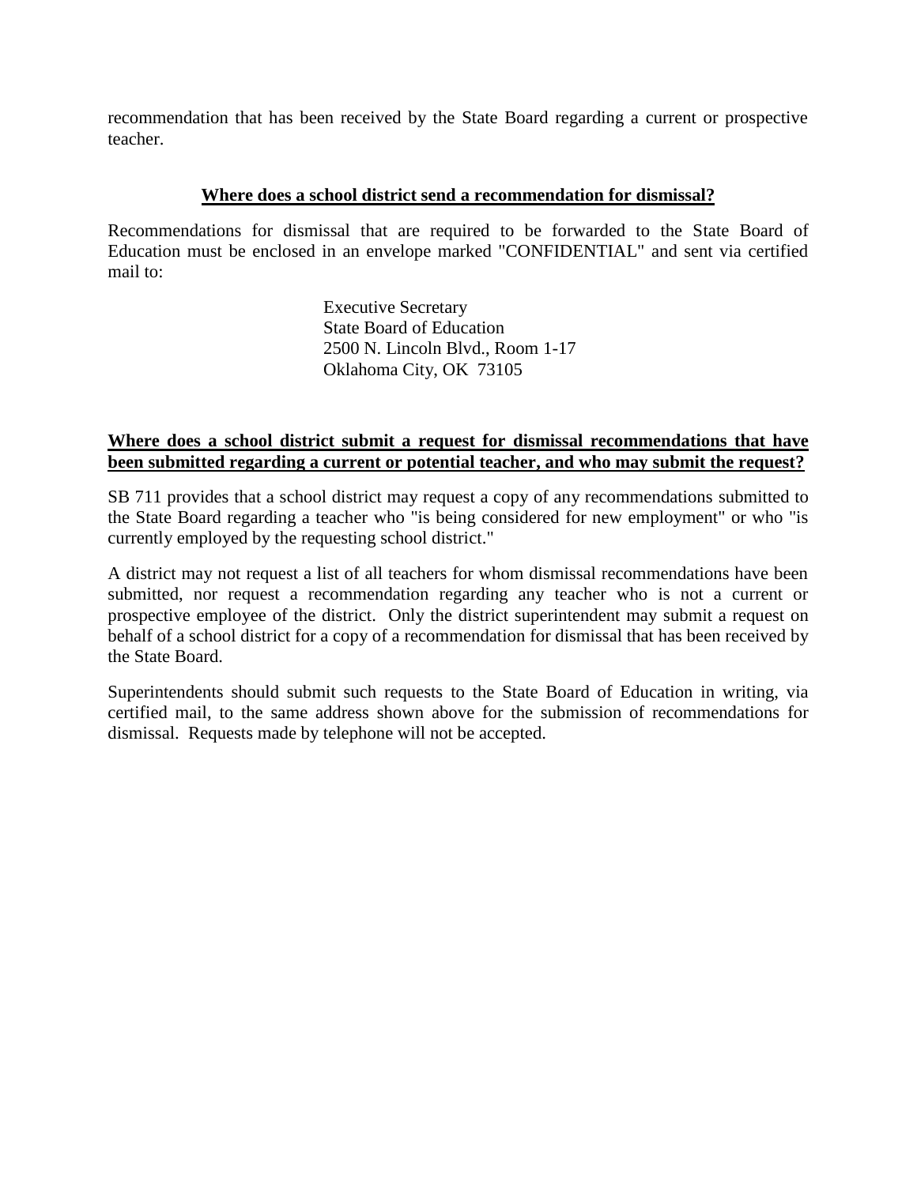recommendation that has been received by the State Board regarding a current or prospective teacher.

## **Where does a school district send a recommendation for dismissal?**

Recommendations for dismissal that are required to be forwarded to the State Board of Education must be enclosed in an envelope marked "CONFIDENTIAL" and sent via certified mail to:

> Executive Secretary
> State Board of Education
> 2500 N. Lincoln Blvd., Room 1-17
> Oklahoma City, OK 73105

## **Where does a school district submit a request for dismissal recommendations that have been submitted regarding a current or potential teacher, and who may submit the request?**

SB 711 provides that a school district may request a copy of any recommendations submitted to the State Board regarding a teacher who "is being considered for new employment" or who "is currently employed by the requesting school district."

A district may not request a list of all teachers for whom dismissal recommendations have been submitted, nor request a recommendation regarding any teacher who is not a current or prospective employee of the district. Only the district superintendent may submit a request on behalf of a school district for a copy of a recommendation for dismissal that has been received by the State Board.

Superintendents should submit such requests to the State Board of Education in writing, via certified mail, to the same address shown above for the submission of recommendations for dismissal. Requests made by telephone will not be accepted.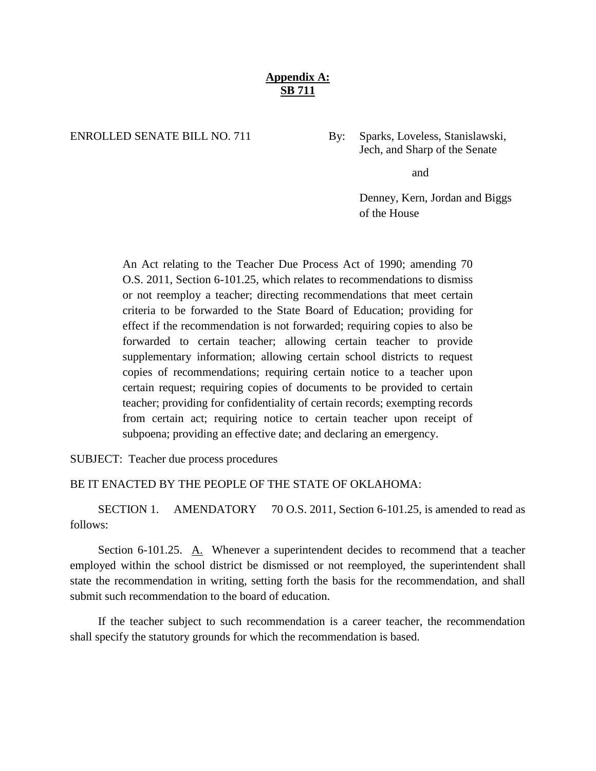**Appendix A:**
**SB 711**

ENROLLED SENATE BILL NO. 711

By: Sparks, Loveless, Stanislawski, Jech, and Sharp of the Senate

and

Denney, Kern, Jordan and Biggs of the House

An Act relating to the Teacher Due Process Act of 1990; amending 70 O.S. 2011, Section 6-101.25, which relates to recommendations to dismiss or not reemploy a teacher; directing recommendations that meet certain criteria to be forwarded to the State Board of Education; providing for effect if the recommendation is not forwarded; requiring copies to also be forwarded to certain teacher; allowing certain teacher to provide supplementary information; allowing certain school districts to request copies of recommendations; requiring certain notice to a teacher upon certain request; requiring copies of documents to be provided to certain teacher; providing for confidentiality of certain records; exempting records from certain act; requiring notice to certain teacher upon receipt of subpoena; providing an effective date; and declaring an emergency.

SUBJECT: Teacher due process procedures

BE IT ENACTED BY THE PEOPLE OF THE STATE OF OKLAHOMA:

SECTION 1. AMENDATORY 70 O.S. 2011, Section 6-101.25, is amended to read as follows:

Section 6-101.25. A. Whenever a superintendent decides to recommend that a teacher employed within the school district be dismissed or not reemployed, the superintendent shall state the recommendation in writing, setting forth the basis for the recommendation, and shall submit such recommendation to the board of education.

If the teacher subject to such recommendation is a career teacher, the recommendation shall specify the statutory grounds for which the recommendation is based.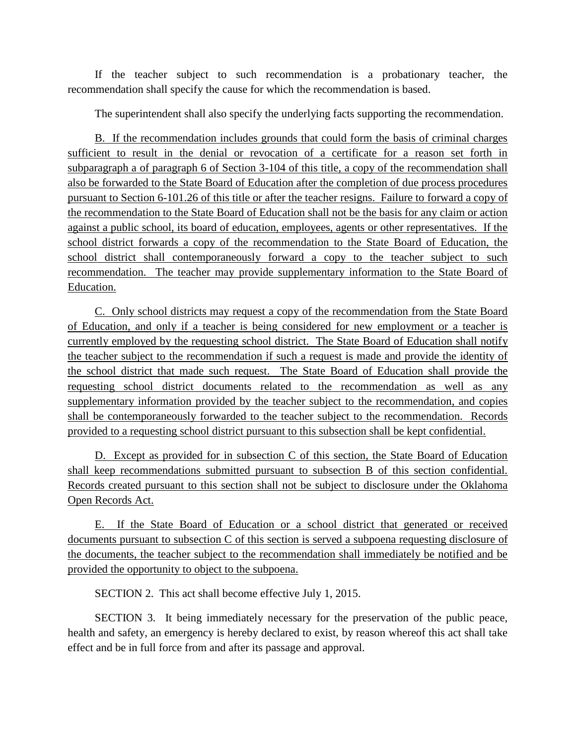If the teacher subject to such recommendation is a probationary teacher, the recommendation shall specify the cause for which the recommendation is based.

The superintendent shall also specify the underlying facts supporting the recommendation.

<u>B. If the recommendation includes grounds that could form the basis of criminal charges sufficient to result in the denial or revocation of a certificate for a reason set forth in subparagraph a of paragraph 6 of Section 3-104 of this title, a copy of the recommendation shall also be forwarded to the State Board of Education after the completion of due process procedures pursuant to Section 6-101.26 of this title or after the teacher resigns. Failure to forward a copy of the recommendation to the State Board of Education shall not be the basis for any claim or action against a public school, its board of education, employees, agents or other representatives. If the school district forwards a copy of the recommendation to the State Board of Education, the school district shall contemporaneously forward a copy to the teacher subject to such recommendation. The teacher may provide supplementary information to the State Board of Education.</u>

<u>C. Only school districts may request a copy of the recommendation from the State Board of Education, and only if a teacher is being considered for new employment or a teacher is currently employed by the requesting school district. The State Board of Education shall notify the teacher subject to the recommendation if such a request is made and provide the identity of the school district that made such request. The State Board of Education shall provide the requesting school district documents related to the recommendation as well as any supplementary information provided by the teacher subject to the recommendation, and copies shall be contemporaneously forwarded to the teacher subject to the recommendation. Records provided to a requesting school district pursuant to this subsection shall be kept confidential.</u>

<u>D. Except as provided for in subsection C of this section, the State Board of Education shall keep recommendations submitted pursuant to subsection B of this section confidential. Records created pursuant to this section shall not be subject to disclosure under the Oklahoma Open Records Act.</u>

<u>E. If the State Board of Education or a school district that generated or received documents pursuant to subsection C of this section is served a subpoena requesting disclosure of the documents, the teacher subject to the recommendation shall immediately be notified and be provided the opportunity to object to the subpoena.</u>

SECTION 2. This act shall become effective July 1, 2015.

SECTION 3. It being immediately necessary for the preservation of the public peace, health and safety, an emergency is hereby declared to exist, by reason whereof this act shall take effect and be in full force from and after its passage and approval.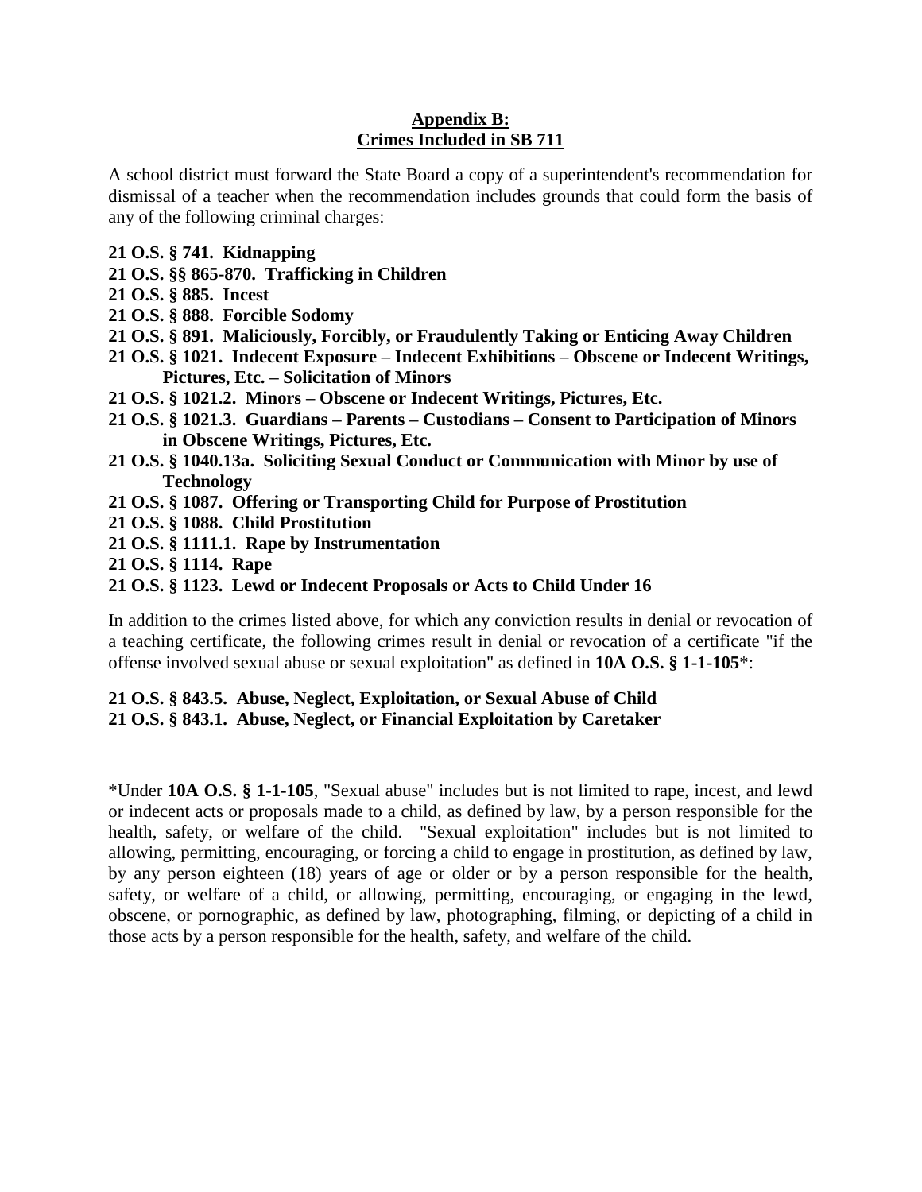## Appendix B: Crimes Included in SB 711

A school district must forward the State Board a copy of a superintendent's recommendation for dismissal of a teacher when the recommendation includes grounds that could form the basis of any of the following criminal charges:

- **21 O.S. § 741. Kidnapping**
- **21 O.S. §§ 865-870. Trafficking in Children**
- **21 O.S. § 885. Incest**
- **21 O.S. § 888. Forcible Sodomy**
- **21 O.S. § 891. Maliciously, Forcibly, or Fraudulently Taking or Enticing Away Children**
- **21 O.S. § 1021. Indecent Exposure – Indecent Exhibitions – Obscene or Indecent Writings, Pictures, Etc. – Solicitation of Minors**
- **21 O.S. § 1021.2. Minors – Obscene or Indecent Writings, Pictures, Etc.**
- **21 O.S. § 1021.3. Guardians – Parents – Custodians – Consent to Participation of Minors in Obscene Writings, Pictures, Etc.**
- **21 O.S. § 1040.13a. Soliciting Sexual Conduct or Communication with Minor by use of Technology**
- **21 O.S. § 1087. Offering or Transporting Child for Purpose of Prostitution**
- **21 O.S. § 1088. Child Prostitution**
- **21 O.S. § 1111.1. Rape by Instrumentation**
- **21 O.S. § 1114. Rape**
- **21 O.S. § 1123. Lewd or Indecent Proposals or Acts to Child Under 16**

In addition to the crimes listed above, for which any conviction results in denial or revocation of a teaching certificate, the following crimes result in denial or revocation of a certificate "if the offense involved sexual abuse or sexual exploitation" as defined in **10A O.S. § 1-1-105***:

- **21 O.S. § 843.5. Abuse, Neglect, Exploitation, or Sexual Abuse of Child**
- **21 O.S. § 843.1. Abuse, Neglect, or Financial Exploitation by Caretaker**

*Under **10A O.S. § 1-1-105**, "Sexual abuse" includes but is not limited to rape, incest, and lewd or indecent acts or proposals made to a child, as defined by law, by a person responsible for the health, safety, or welfare of the child. "Sexual exploitation" includes but is not limited to allowing, permitting, encouraging, or forcing a child to engage in prostitution, as defined by law, by any person eighteen (18) years of age or older or by a person responsible for the health, safety, or welfare of a child, or allowing, permitting, encouraging, or engaging in the lewd, obscene, or pornographic, as defined by law, photographing, filming, or depicting of a child in those acts by a person responsible for the health, safety, and welfare of the child.